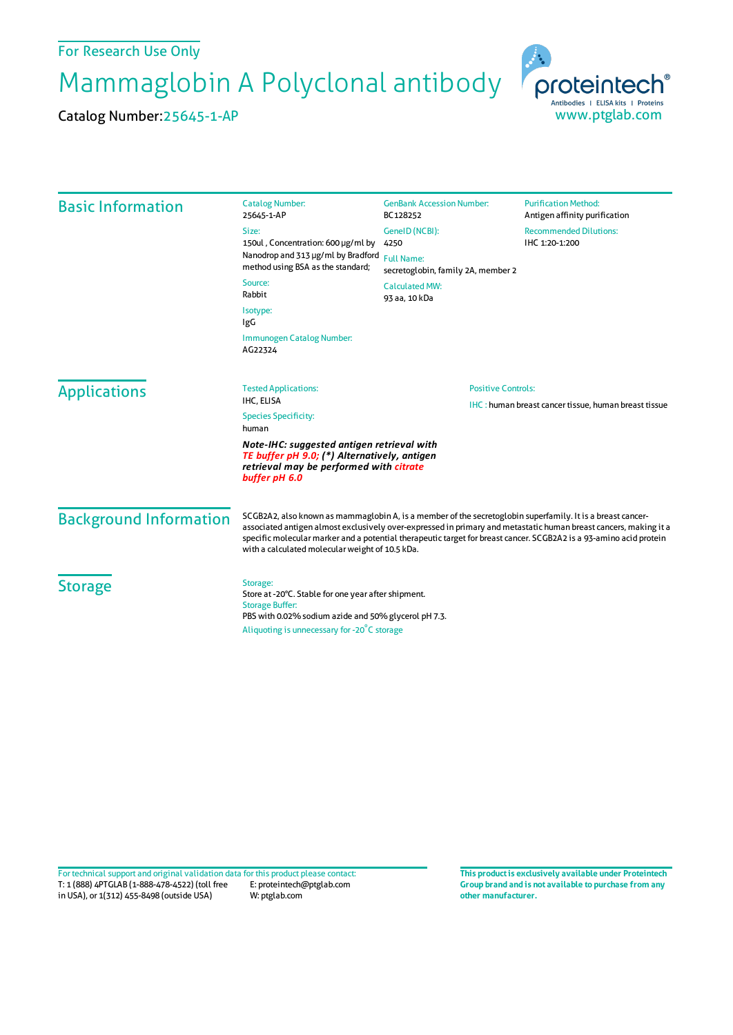For Research Use Only

# Mammaglobin A Polyclonal antibody

Catalog Number: 25645-1-AP

proteintech® Antibodies | ELISA kits | Proteins
www.ptglab.com

## Basic Information

**Catalog Number:**
25645-1-AP

**Size:**
150ul , Concentration: 600 μg/ml by Nanodrop and 313 μg/ml by Bradford method using BSA as the standard;

**Source:**
Rabbit

**Isotype:**
IgG

**Immunogen Catalog Number:**
AG22324

**GenBank Accession Number:**
BC128252

**GeneID (NCBI):**
4250

**Full Name:**
secretoglobin, family 2A, member 2

**Calculated MW:**
93 aa, 10 kDa

**Purification Method:**
Antigen affinity purification

**Recommended Dilutions:**
IHC 1:20-1:200

## Applications

**Tested Applications:**
IHC, ELISA

**Species Specificity:**
human

***Note-IHC: suggested antigen retrieval with TE buffer pH 9.0; (\*) Alternatively, antigen retrieval may be performed with citrate buffer pH 6.0***

**Positive Controls:**
IHC : human breast cancer tissue, human breast tissue

## Background Information

SCGB2A2, also known as mammaglobin A, is a member of the secretoglobin superfamily. It is a breast cancer-associated antigen almost exclusively over-expressed in primary and metastatic human breast cancers, making it a specific molecular marker and a potential therapeutic target for breast cancer. SCGB2A2 is a 93-amino acid protein with a calculated molecular weight of 10.5 kDa.

## Storage

**Storage:**
Store at -20°C. Stable for one year after shipment.

**Storage Buffer:**
PBS with 0.02% sodium azide and 50% glycerol pH 7.3.

Aliquoting is unnecessary for -20°C storage

For technical support and original validation data for this product please contact:
T: 1 (888) 4PTGLAB (1-888-478-4522) (toll free in USA), or 1(312) 455-8498 (outside USA)
E: proteintech@ptglab.com
W: ptglab.com

**This product is exclusively available under Proteintech Group brand and is not available to purchase from any other manufacturer.**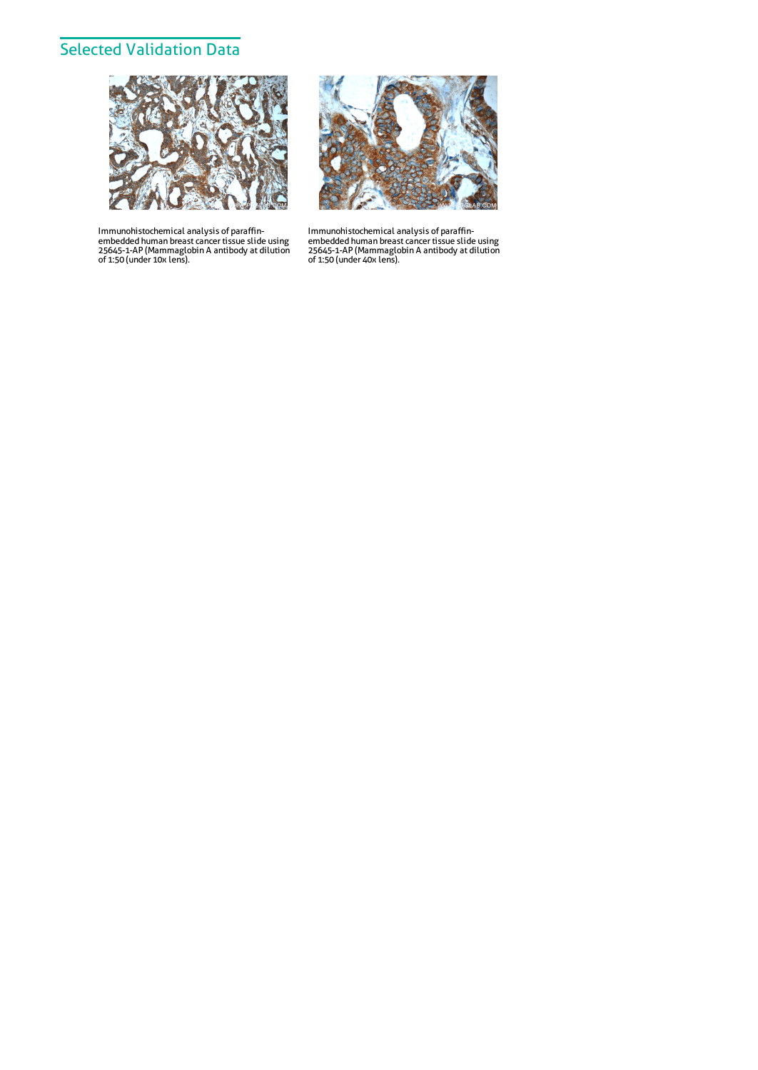## Selected Validation Data

Immunohistochemical analysis of paraffin-embedded human breast cancer tissue slide using 25645-1-AP (Mammaglobin A antibody at dilution of 1:50 (under 10x lens).

Immunohistochemical analysis of paraffin-embedded human breast cancer tissue slide using 25645-1-AP (Mammaglobin A antibody at dilution of 1:50 (under 40x lens).